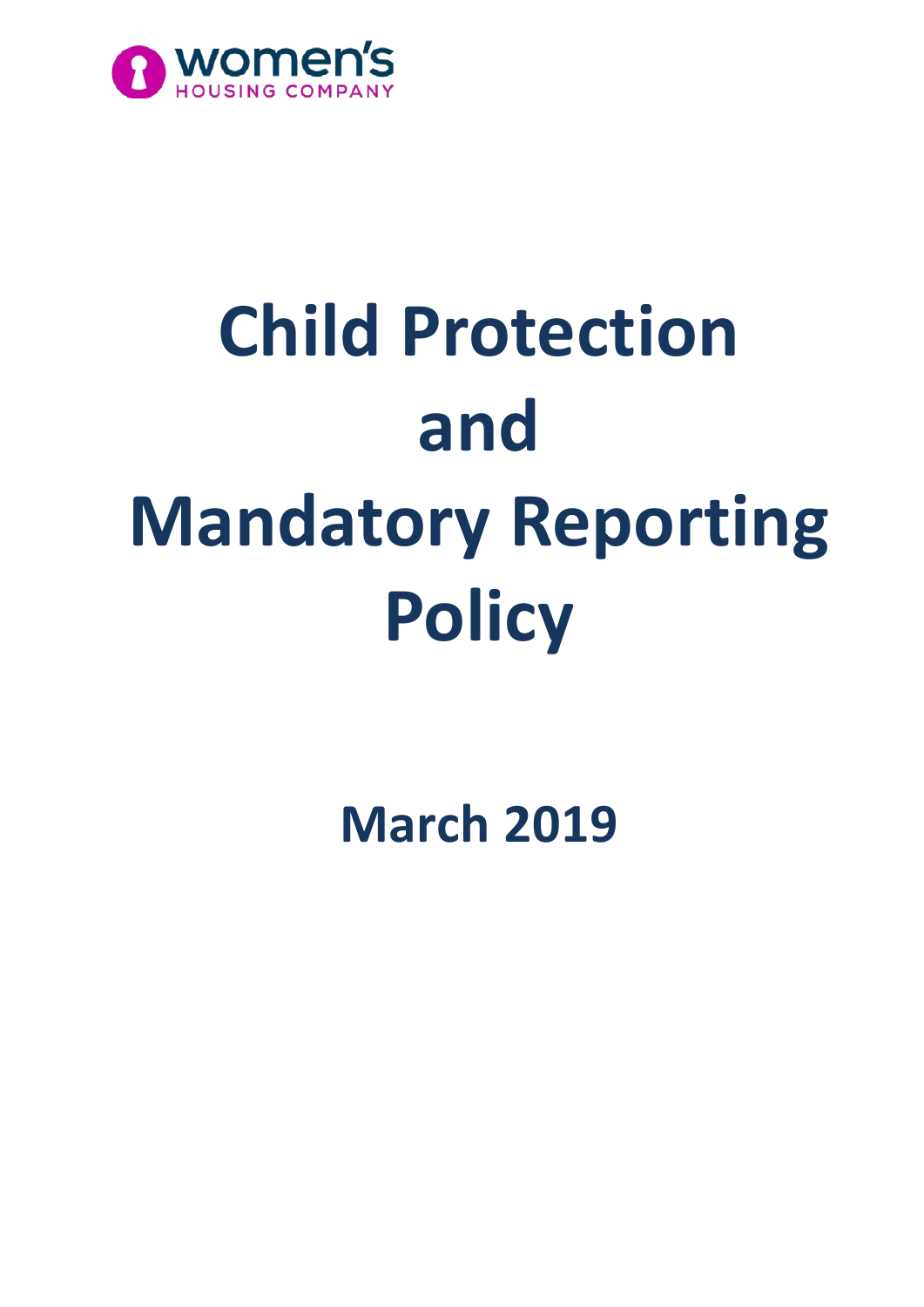women's
HOUSING COMPANY

# Child Protection and Mandatory Reporting Policy

## March 2019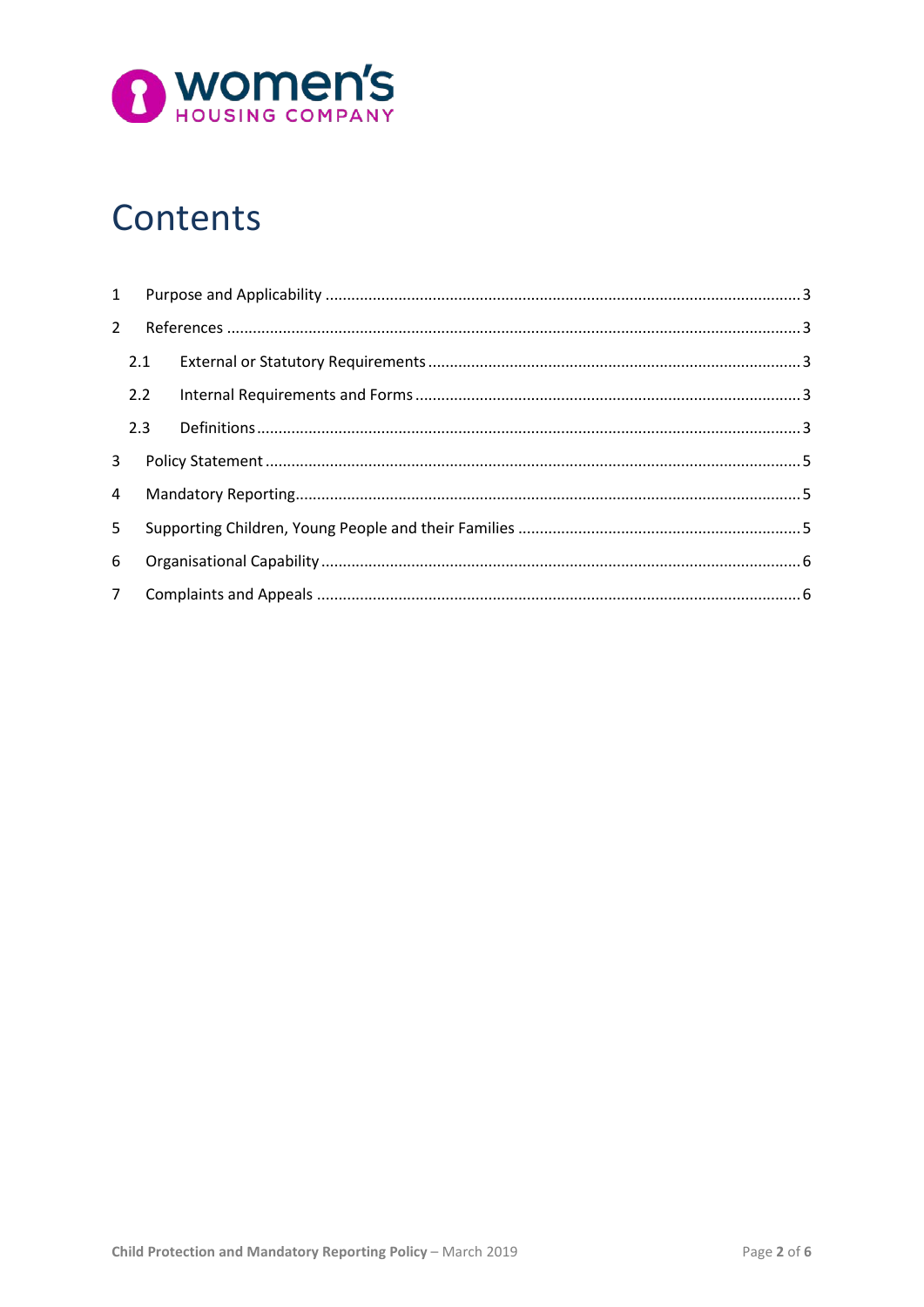# Contents

1 Purpose and Applicability ........ 3

2 References ........ 3

2.1 External or Statutory Requirements ........ 3

2.2 Internal Requirements and Forms ........ 3

2.3 Definitions ........ 3

3 Policy Statement ........ 5

4 Mandatory Reporting ........ 5

5 Supporting Children, Young People and their Families ........ 5

6 Organisational Capability ........ 6

7 Complaints and Appeals ........ 6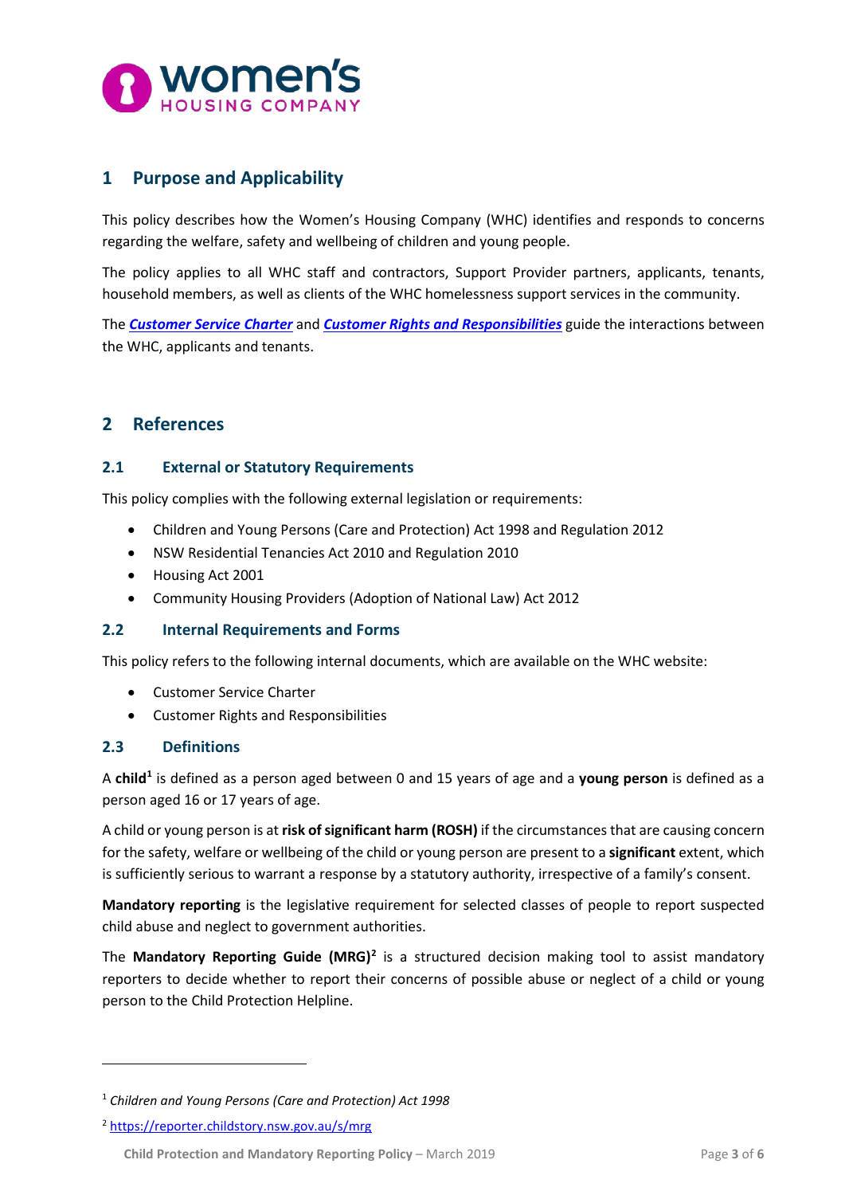## 1 Purpose and Applicability

This policy describes how the Women's Housing Company (WHC) identifies and responds to concerns regarding the welfare, safety and wellbeing of children and young people.

The policy applies to all WHC staff and contractors, Support Provider partners, applicants, tenants, household members, as well as clients of the WHC homelessness support services in the community.

The ***Customer Service Charter*** and ***Customer Rights and Responsibilities*** guide the interactions between the WHC, applicants and tenants.

## 2 References

### 2.1 External or Statutory Requirements

This policy complies with the following external legislation or requirements:

- Children and Young Persons (Care and Protection) Act 1998 and Regulation 2012
- NSW Residential Tenancies Act 2010 and Regulation 2010
- Housing Act 2001
- Community Housing Providers (Adoption of National Law) Act 2012

### 2.2 Internal Requirements and Forms

This policy refers to the following internal documents, which are available on the WHC website:

- Customer Service Charter
- Customer Rights and Responsibilities

### 2.3 Definitions

A **child**[1] is defined as a person aged between 0 and 15 years of age and a **young person** is defined as a person aged 16 or 17 years of age.

A child or young person is at **risk of significant harm (ROSH)** if the circumstances that are causing concern for the safety, welfare or wellbeing of the child or young person are present to a **significant** extent, which is sufficiently serious to warrant a response by a statutory authority, irrespective of a family's consent.

**Mandatory reporting** is the legislative requirement for selected classes of people to report suspected child abuse and neglect to government authorities.

The **Mandatory Reporting Guide (MRG)**[2] is a structured decision making tool to assist mandatory reporters to decide whether to report their concerns of possible abuse or neglect of a child or young person to the Child Protection Helpline.

---

[1] *Children and Young Persons (Care and Protection) Act 1998*

[2] https://reporter.childstory.nsw.gov.au/s/mrg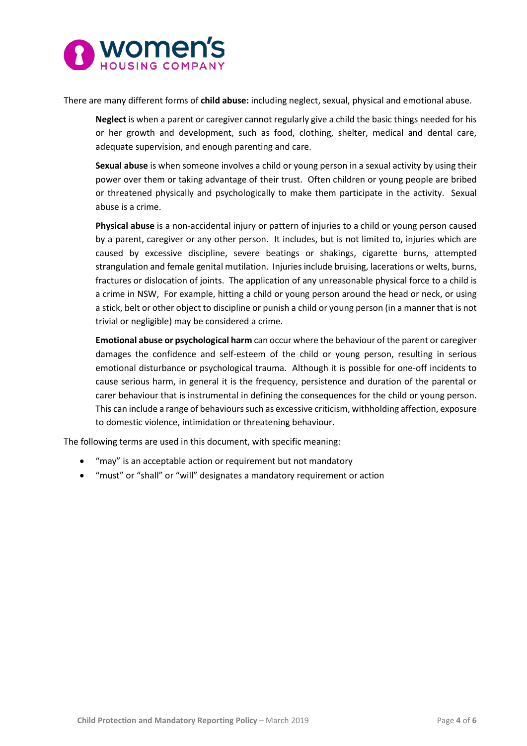There are many different forms of **child abuse:** including neglect, sexual, physical and emotional abuse.

**Neglect** is when a parent or caregiver cannot regularly give a child the basic things needed for his or her growth and development, such as food, clothing, shelter, medical and dental care, adequate supervision, and enough parenting and care.

**Sexual abuse** is when someone involves a child or young person in a sexual activity by using their power over them or taking advantage of their trust. Often children or young people are bribed or threatened physically and psychologically to make them participate in the activity. Sexual abuse is a crime.

**Physical abuse** is a non-accidental injury or pattern of injuries to a child or young person caused by a parent, caregiver or any other person. It includes, but is not limited to, injuries which are caused by excessive discipline, severe beatings or shakings, cigarette burns, attempted strangulation and female genital mutilation. Injuries include bruising, lacerations or welts, burns, fractures or dislocation of joints. The application of any unreasonable physical force to a child is a crime in NSW, For example, hitting a child or young person around the head or neck, or using a stick, belt or other object to discipline or punish a child or young person (in a manner that is not trivial or negligible) may be considered a crime.

**Emotional abuse or psychological harm** can occur where the behaviour of the parent or caregiver damages the confidence and self-esteem of the child or young person, resulting in serious emotional disturbance or psychological trauma. Although it is possible for one-off incidents to cause serious harm, in general it is the frequency, persistence and duration of the parental or carer behaviour that is instrumental in defining the consequences for the child or young person. This can include a range of behaviours such as excessive criticism, withholding affection, exposure to domestic violence, intimidation or threatening behaviour.

The following terms are used in this document, with specific meaning:

- "may" is an acceptable action or requirement but not mandatory
- "must" or "shall" or "will" designates a mandatory requirement or action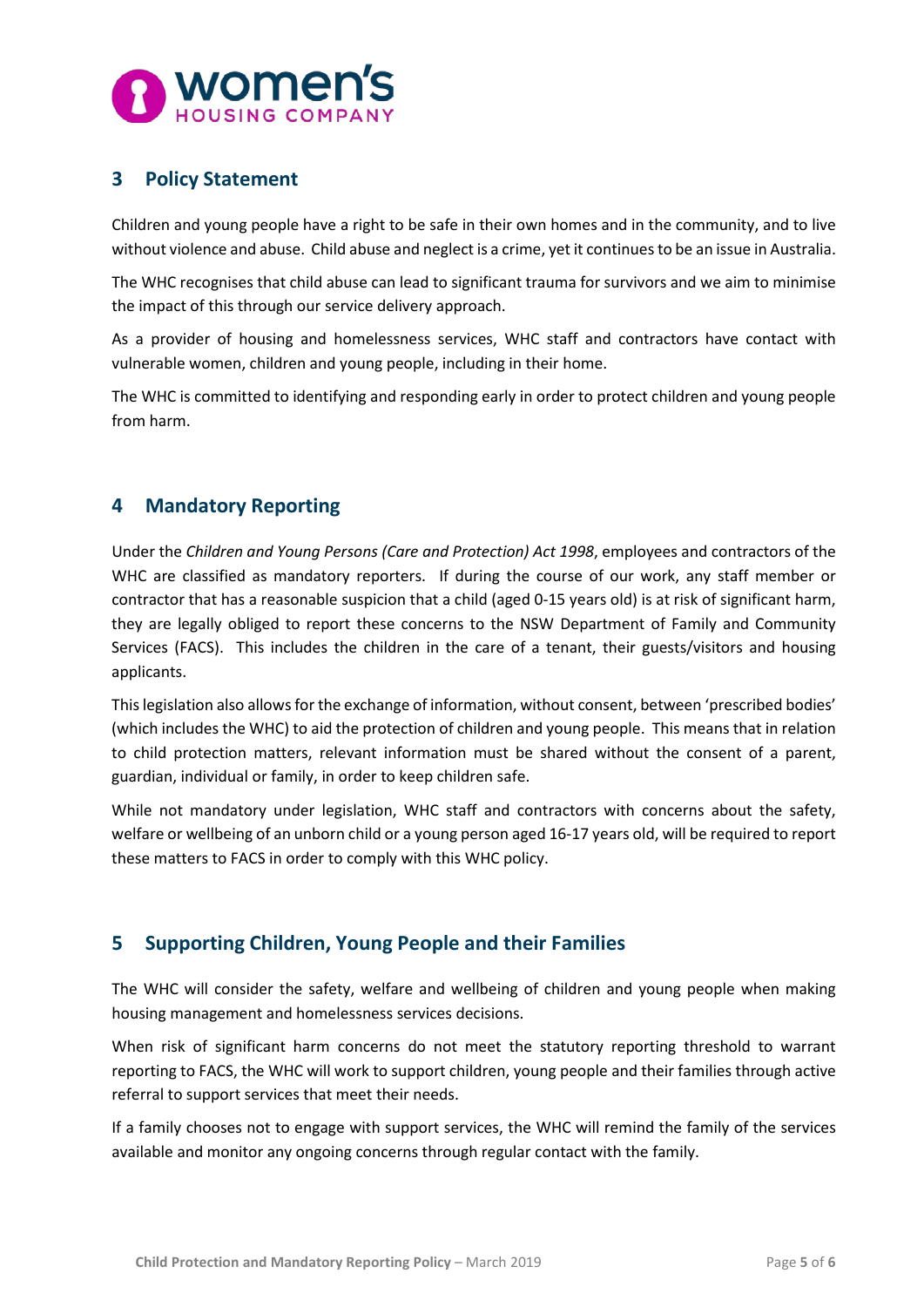## 3 Policy Statement

Children and young people have a right to be safe in their own homes and in the community, and to live without violence and abuse. Child abuse and neglect is a crime, yet it continues to be an issue in Australia.

The WHC recognises that child abuse can lead to significant trauma for survivors and we aim to minimise the impact of this through our service delivery approach.

As a provider of housing and homelessness services, WHC staff and contractors have contact with vulnerable women, children and young people, including in their home.

The WHC is committed to identifying and responding early in order to protect children and young people from harm.

## 4 Mandatory Reporting

Under the *Children and Young Persons (Care and Protection) Act 1998*, employees and contractors of the WHC are classified as mandatory reporters. If during the course of our work, any staff member or contractor that has a reasonable suspicion that a child (aged 0-15 years old) is at risk of significant harm, they are legally obliged to report these concerns to the NSW Department of Family and Community Services (FACS). This includes the children in the care of a tenant, their guests/visitors and housing applicants.

This legislation also allows for the exchange of information, without consent, between 'prescribed bodies' (which includes the WHC) to aid the protection of children and young people. This means that in relation to child protection matters, relevant information must be shared without the consent of a parent, guardian, individual or family, in order to keep children safe.

While not mandatory under legislation, WHC staff and contractors with concerns about the safety, welfare or wellbeing of an unborn child or a young person aged 16-17 years old, will be required to report these matters to FACS in order to comply with this WHC policy.

## 5 Supporting Children, Young People and their Families

The WHC will consider the safety, welfare and wellbeing of children and young people when making housing management and homelessness services decisions.

When risk of significant harm concerns do not meet the statutory reporting threshold to warrant reporting to FACS, the WHC will work to support children, young people and their families through active referral to support services that meet their needs.

If a family chooses not to engage with support services, the WHC will remind the family of the services available and monitor any ongoing concerns through regular contact with the family.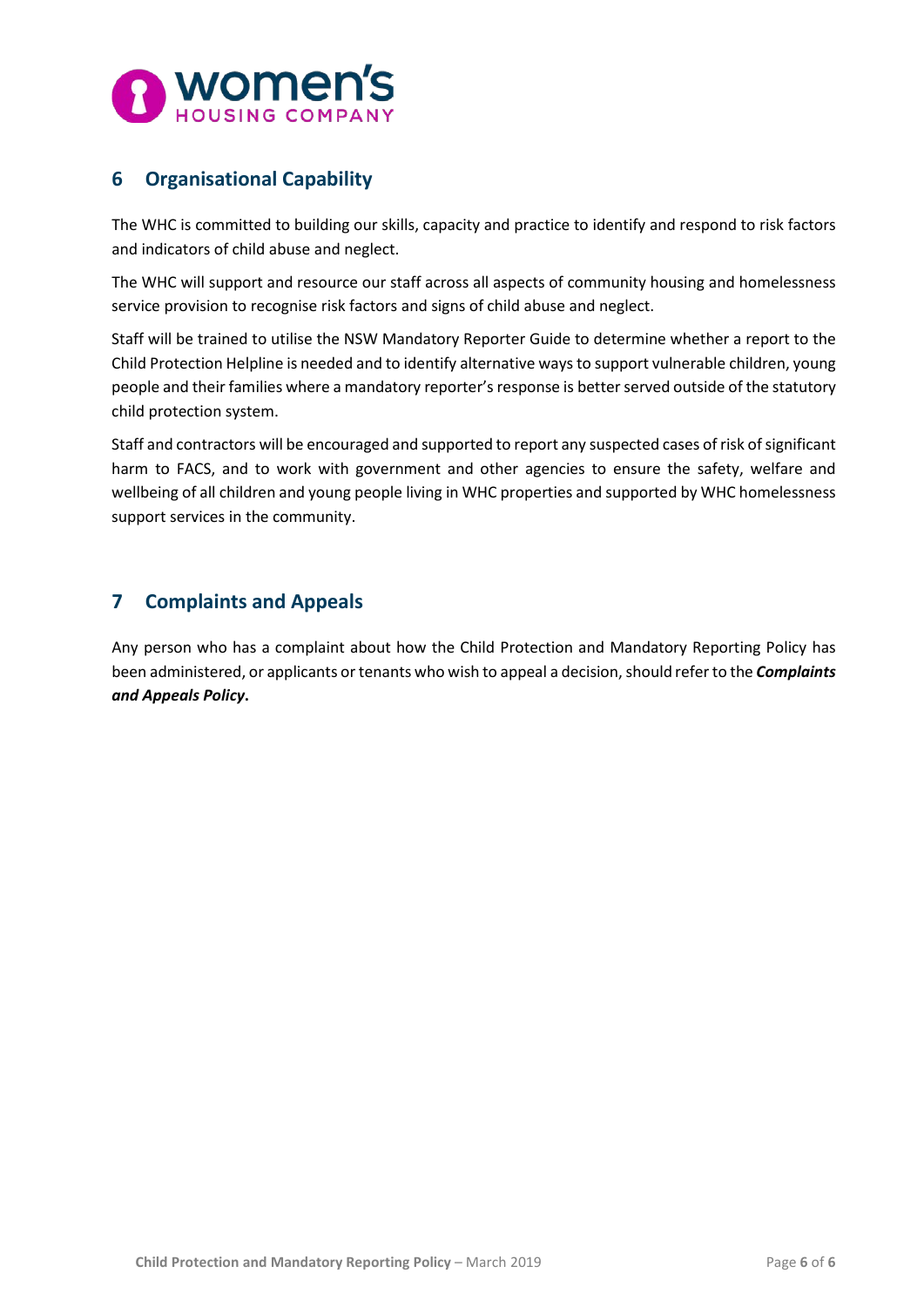## 6 Organisational Capability

The WHC is committed to building our skills, capacity and practice to identify and respond to risk factors and indicators of child abuse and neglect.

The WHC will support and resource our staff across all aspects of community housing and homelessness service provision to recognise risk factors and signs of child abuse and neglect.

Staff will be trained to utilise the NSW Mandatory Reporter Guide to determine whether a report to the Child Protection Helpline is needed and to identify alternative ways to support vulnerable children, young people and their families where a mandatory reporter's response is better served outside of the statutory child protection system.

Staff and contractors will be encouraged and supported to report any suspected cases of risk of significant harm to FACS, and to work with government and other agencies to ensure the safety, welfare and wellbeing of all children and young people living in WHC properties and supported by WHC homelessness support services in the community.

## 7 Complaints and Appeals

Any person who has a complaint about how the Child Protection and Mandatory Reporting Policy has been administered, or applicants or tenants who wish to appeal a decision, should refer to the ***Complaints and Appeals Policy*.**